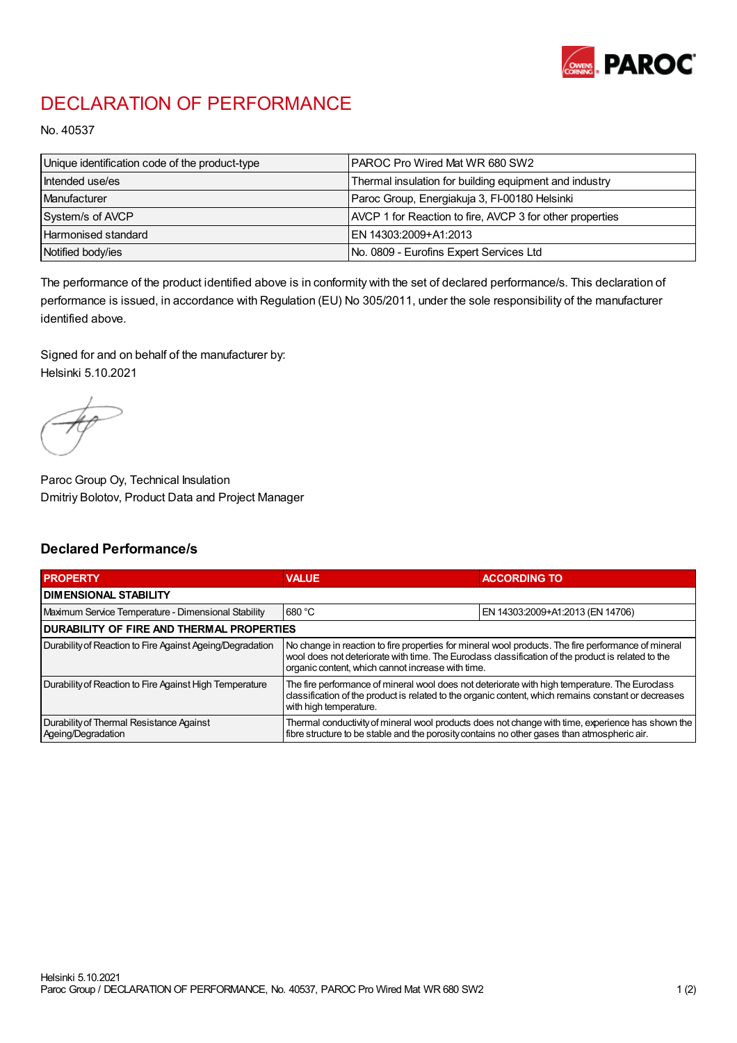# DECLARATION OF PERFORMANCE

No. 40537

| Unique identification code of the product-type | PAROC Pro Wired Mat WR 680 SW2 |
|---|---|
| Intended use/es | Thermal insulation for building equipment and industry |
| Manufacturer | Paroc Group, Energiakuja 3, FI-00180 Helsinki |
| System/s of AVCP | AVCP 1 for Reaction to fire, AVCP 3 for other properties |
| Harmonised standard | EN 14303:2009+A1:2013 |
| Notified body/ies | No. 0809 - Eurofins Expert Services Ltd |

The performance of the product identified above is in conformity with the set of declared performance/s. This declaration of performance is issued, in accordance with Regulation (EU) No 305/2011, under the sole responsibility of the manufacturer identified above.

Signed for and on behalf of the manufacturer by:
Helsinki 5.10.2021

Paroc Group Oy, Technical Insulation
Dmitriy Bolotov, Product Data and Project Manager

## Declared Performance/s

| PROPERTY | VALUE | ACCORDING TO |
|---|---|---|
| **DIMENSIONAL STABILITY** | | |
| Maximum Service Temperature - Dimensional Stability | 680 °C | EN 14303:2009+A1:2013 (EN 14706) |
| **DURABILITY OF FIRE AND THERMAL PROPERTIES** | | |
| Durability of Reaction to Fire Against Ageing/Degradation | No change in reaction to fire properties for mineral wool products. The fire performance of mineral wool does not deteriorate with time. The Euroclass classification of the product is related to the organic content, which cannot increase with time. | |
| Durability of Reaction to Fire Against High Temperature | The fire performance of mineral wool does not deteriorate with high temperature. The Euroclass classification of the product is related to the organic content, which remains constant or decreases with high temperature. | |
| Durability of Thermal Resistance Against Ageing/Degradation | Thermal conductivity of mineral wool products does not change with time, experience has shown the fibre structure to be stable and the porosity contains no other gases than atmospheric air. | |

Helsinki 5.10.2021
Paroc Group / DECLARATION OF PERFORMANCE, No. 40537, PAROC Pro Wired Mat WR 680 SW2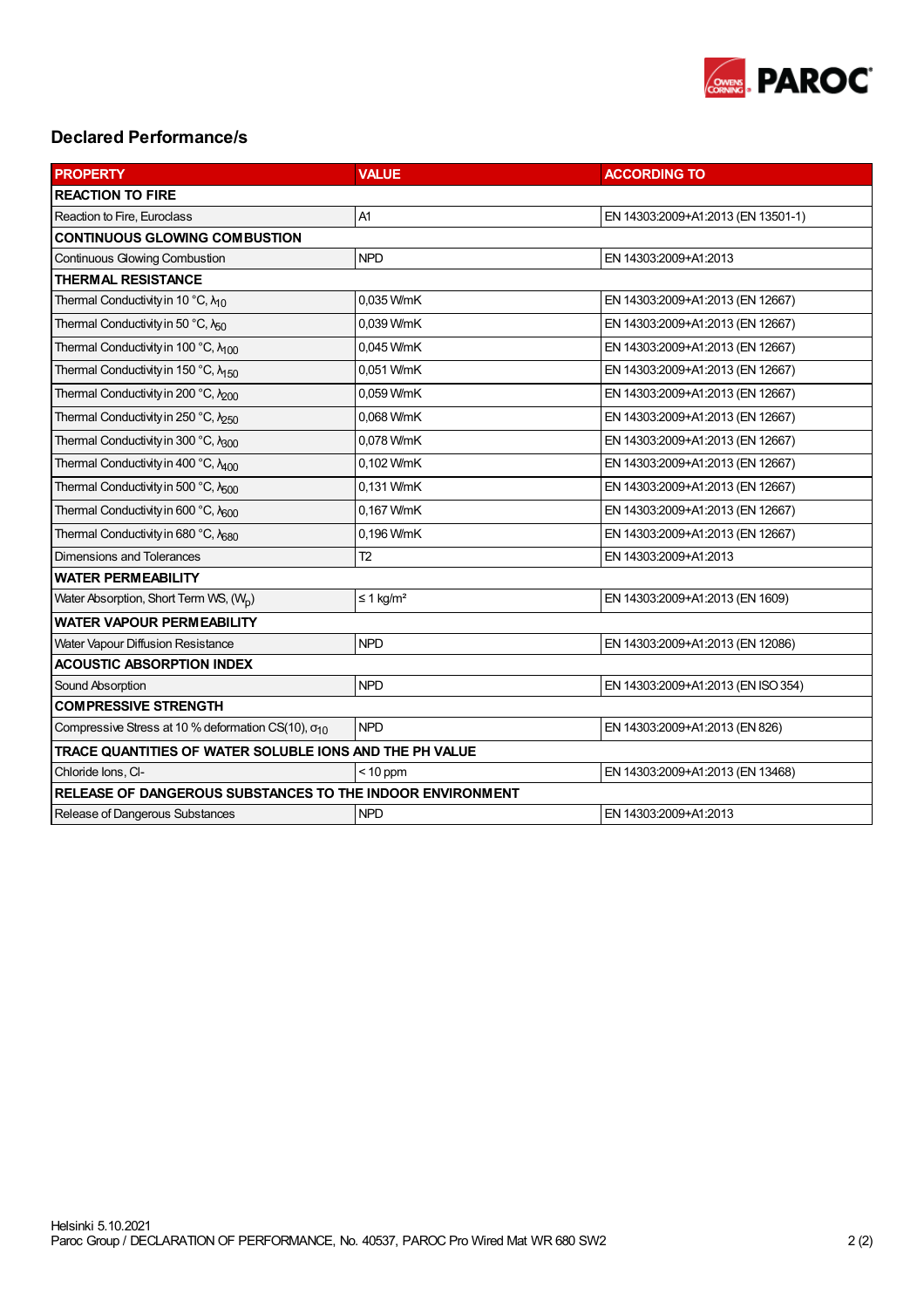## Declared Performance/s

| PROPERTY | VALUE | ACCORDING TO |
|---|---|---|
| **REACTION TO FIRE** | | |
| Reaction to Fire, Euroclass | A1 | EN 14303:2009+A1:2013 (EN 13501-1) |
| **CONTINUOUS GLOWING COMBUSTION** | | |
| Continuous Glowing Combustion | NPD | EN 14303:2009+A1:2013 |
| **THERMAL RESISTANCE** | | |
| Thermal Conductivity in 10 °C, $\lambda_{10}$ | 0,035 W/mK | EN 14303:2009+A1:2013 (EN 12667) |
| Thermal Conductivity in 50 °C, $\lambda_{50}$ | 0,039 W/mK | EN 14303:2009+A1:2013 (EN 12667) |
| Thermal Conductivity in 100 °C, $\lambda_{100}$ | 0,045 W/mK | EN 14303:2009+A1:2013 (EN 12667) |
| Thermal Conductivity in 150 °C, $\lambda_{150}$ | 0,051 W/mK | EN 14303:2009+A1:2013 (EN 12667) |
| Thermal Conductivity in 200 °C, $\lambda_{200}$ | 0,059 W/mK | EN 14303:2009+A1:2013 (EN 12667) |
| Thermal Conductivity in 250 °C, $\lambda_{250}$ | 0,068 W/mK | EN 14303:2009+A1:2013 (EN 12667) |
| Thermal Conductivity in 300 °C, $\lambda_{300}$ | 0,078 W/mK | EN 14303:2009+A1:2013 (EN 12667) |
| Thermal Conductivity in 400 °C, $\lambda_{400}$ | 0,102 W/mK | EN 14303:2009+A1:2013 (EN 12667) |
| Thermal Conductivity in 500 °C, $\lambda_{500}$ | 0,131 W/mK | EN 14303:2009+A1:2013 (EN 12667) |
| Thermal Conductivity in 600 °C, $\lambda_{600}$ | 0,167 W/mK | EN 14303:2009+A1:2013 (EN 12667) |
| Thermal Conductivity in 680 °C, $\lambda_{680}$ | 0,196 W/mK | EN 14303:2009+A1:2013 (EN 12667) |
| Dimensions and Tolerances | T2 | EN 14303:2009+A1:2013 |
| **WATER PERMEABILITY** | | |
| Water Absorption, Short Term WS, ($W_p$) | ≤ 1 kg/m² | EN 14303:2009+A1:2013 (EN 1609) |
| **WATER VAPOUR PERMEABILITY** | | |
| Water Vapour Diffusion Resistance | NPD | EN 14303:2009+A1:2013 (EN 12086) |
| **ACOUSTIC ABSORPTION INDEX** | | |
| Sound Absorption | NPD | EN 14303:2009+A1:2013 (EN ISO 354) |
| **COMPRESSIVE STRENGTH** | | |
| Compressive Stress at 10 % deformation CS(10), $\sigma_{10}$ | NPD | EN 14303:2009+A1:2013 (EN 826) |
| **TRACE QUANTITIES OF WATER SOLUBLE IONS AND THE PH VALUE** | | |
| Chloride Ions, Cl- | < 10 ppm | EN 14303:2009+A1:2013 (EN 13468) |
| **RELEASE OF DANGEROUS SUBSTANCES TO THE INDOOR ENVIRONMENT** | | |
| Release of Dangerous Substances | NPD | EN 14303:2009+A1:2013 |

Helsinki 5.10.2021
Paroc Group / DECLARATION OF PERFORMANCE, No. 40537, PAROC Pro Wired Mat WR 680 SW2